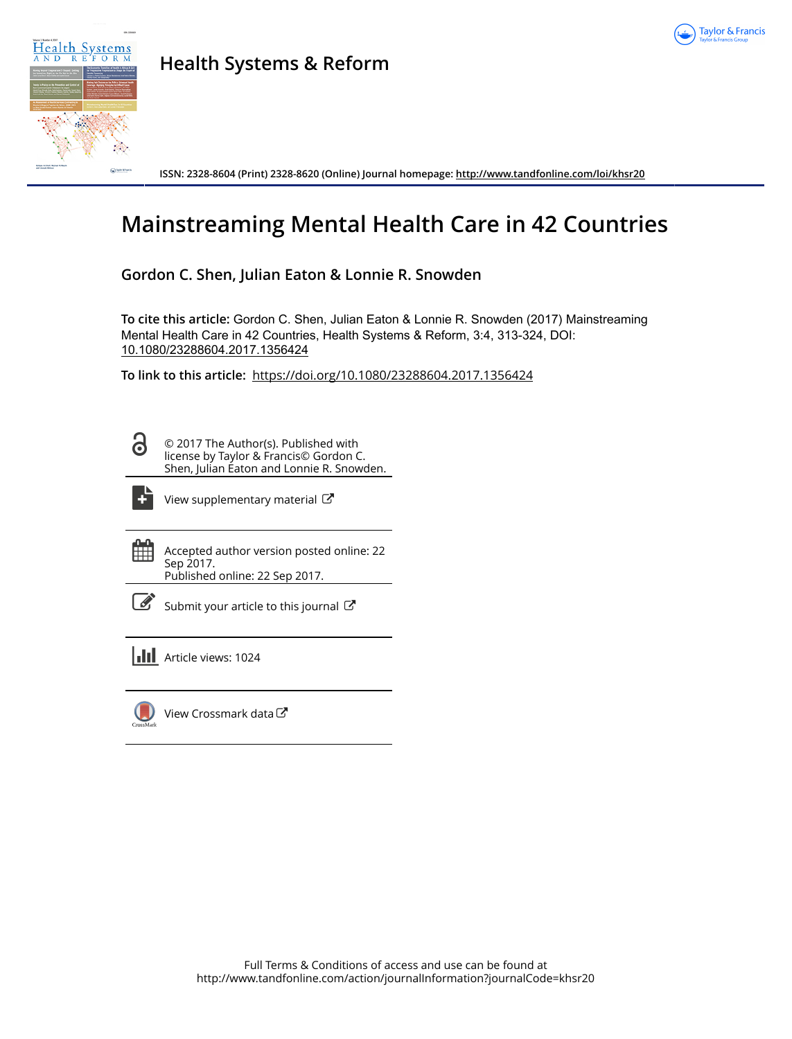**Health Systems & Reform**

ISSN: 2328-8604 (Print) 2328-8620 (Online) Journal homepage: http://www.tandfonline.com/loi/khsr20

# Mainstreaming Mental Health Care in 42 Countries

**Gordon C. Shen, Julian Eaton & Lonnie R. Snowden**

**To cite this article:** Gordon C. Shen, Julian Eaton & Lonnie R. Snowden (2017) Mainstreaming Mental Health Care in 42 Countries, Health Systems & Reform, 3:4, 313-324, DOI: 10.1080/23288604.2017.1356424

**To link to this article:** https://doi.org/10.1080/23288604.2017.1356424

© 2017 The Author(s). Published with license by Taylor & Francis© Gordon C. Shen, Julian Eaton and Lonnie R. Snowden.

View supplementary material

Accepted author version posted online: 22 Sep 2017.
Published online: 22 Sep 2017.

Submit your article to this journal

Article views: 1024

View Crossmark data

Full Terms & Conditions of access and use can be found at
http://www.tandfonline.com/action/journalInformation?journalCode=khsr20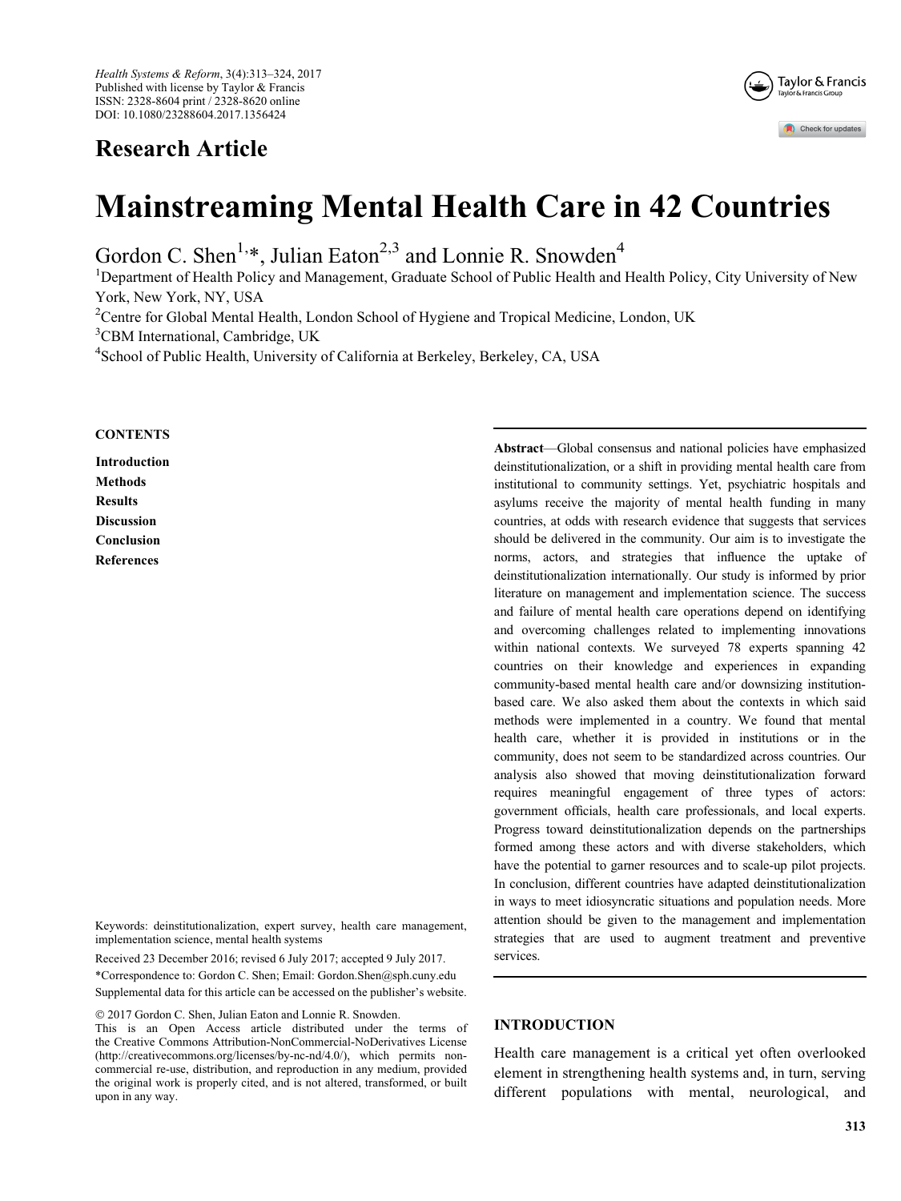*Health Systems & Reform*, 3(4):313–324, 2017
Published with license by Taylor & Francis
ISSN: 2328-8604 print / 2328-8620 online
DOI: 10.1080/23288604.2017.1356424

**Research Article**

# Mainstreaming Mental Health Care in 42 Countries

Gordon C. Shen[1,*], Julian Eaton[2,3] and Lonnie R. Snowden[4]

[1]Department of Health Policy and Management, Graduate School of Public Health and Health Policy, City University of New York, New York, NY, USA

[2]Centre for Global Mental Health, London School of Hygiene and Tropical Medicine, London, UK

[3]CBM International, Cambridge, UK

[4]School of Public Health, University of California at Berkeley, Berkeley, CA, USA

**CONTENTS**

**Introduction**
**Methods**
**Results**
**Discussion**
**Conclusion**
**References**

**Abstract**—Global consensus and national policies have emphasized deinstitutionalization, or a shift in providing mental health care from institutional to community settings. Yet, psychiatric hospitals and asylums receive the majority of mental health funding in many countries, at odds with research evidence that suggests that services should be delivered in the community. Our aim is to investigate the norms, actors, and strategies that influence the uptake of deinstitutionalization internationally. Our study is informed by prior literature on management and implementation science. The success and failure of mental health care operations depend on identifying and overcoming challenges related to implementing innovations within national contexts. We surveyed 78 experts spanning 42 countries on their knowledge and experiences in expanding community-based mental health care and/or downsizing institution-based care. We also asked them about the contexts in which said methods were implemented in a country. We found that mental health care, whether it is provided in institutions or in the community, does not seem to be standardized across countries. Our analysis also showed that moving deinstitutionalization forward requires meaningful engagement of three types of actors: government officials, health care professionals, and local experts. Progress toward deinstitutionalization depends on the partnerships formed among these actors and with diverse stakeholders, which have the potential to garner resources and to scale-up pilot projects. In conclusion, different countries have adapted deinstitutionalization in ways to meet idiosyncratic situations and population needs. More attention should be given to the management and implementation strategies that are used to augment treatment and preventive services.

Keywords: deinstitutionalization, expert survey, health care management, implementation science, mental health systems

Received 23 December 2016; revised 6 July 2017; accepted 9 July 2017.

*Correspondence to: Gordon C. Shen; Email: Gordon.Shen@sph.cuny.edu

Supplemental data for this article can be accessed on the publisher's website.

© 2017 Gordon C. Shen, Julian Eaton and Lonnie R. Snowden.
This is an Open Access article distributed under the terms of the Creative Commons Attribution-NonCommercial-NoDerivatives License (http://creativecommons.org/licenses/by-nc-nd/4.0/), which permits non-commercial re-use, distribution, and reproduction in any medium, provided the original work is properly cited, and is not altered, transformed, or built upon in any way.

## INTRODUCTION

Health care management is a critical yet often overlooked element in strengthening health systems and, in turn, serving different populations with mental, neurological, and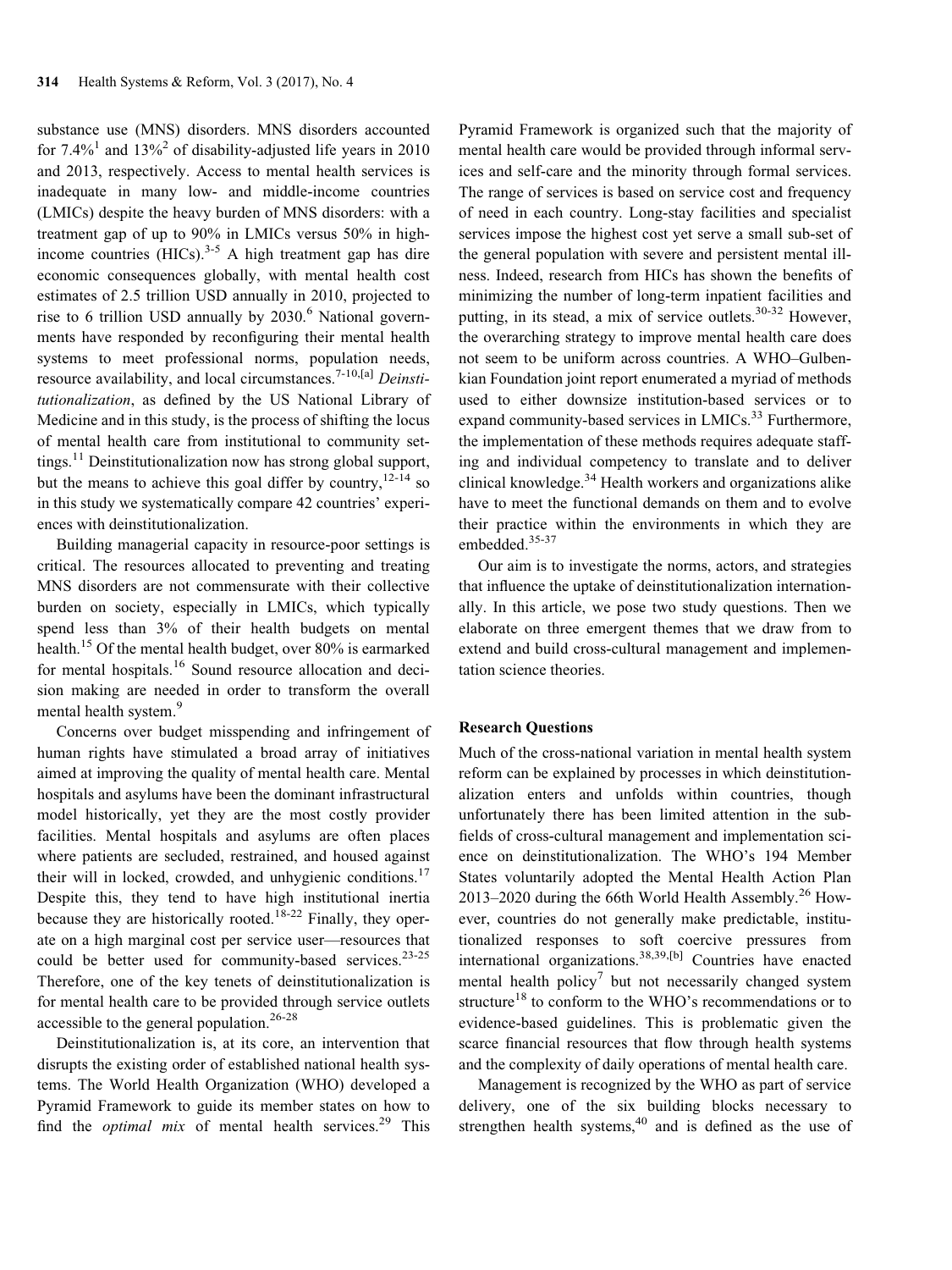substance use (MNS) disorders. MNS disorders accounted for 7.4%[1] and 13%[2] of disability-adjusted life years in 2010 and 2013, respectively. Access to mental health services is inadequate in many low- and middle-income countries (LMICs) despite the heavy burden of MNS disorders: with a treatment gap of up to 90% in LMICs versus 50% in high-income countries (HICs).[3-5] A high treatment gap has dire economic consequences globally, with mental health cost estimates of 2.5 trillion USD annually in 2010, projected to rise to 6 trillion USD annually by 2030.[6] National governments have responded by reconfiguring their mental health systems to meet professional norms, population needs, resource availability, and local circumstances.[7-10,[a]] *Deinstitutionalization*, as defined by the US National Library of Medicine and in this study, is the process of shifting the locus of mental health care from institutional to community settings.[11] Deinstitutionalization now has strong global support, but the means to achieve this goal differ by country,[12-14] so in this study we systematically compare 42 countries' experiences with deinstitutionalization.

Building managerial capacity in resource-poor settings is critical. The resources allocated to preventing and treating MNS disorders are not commensurate with their collective burden on society, especially in LMICs, which typically spend less than 3% of their health budgets on mental health.[15] Of the mental health budget, over 80% is earmarked for mental hospitals.[16] Sound resource allocation and decision making are needed in order to transform the overall mental health system.[9]

Concerns over budget misspending and infringement of human rights have stimulated a broad array of initiatives aimed at improving the quality of mental health care. Mental hospitals and asylums have been the dominant infrastructural model historically, yet they are the most costly provider facilities. Mental hospitals and asylums are often places where patients are secluded, restrained, and housed against their will in locked, crowded, and unhygienic conditions.[17] Despite this, they tend to have high institutional inertia because they are historically rooted.[18-22] Finally, they operate on a high marginal cost per service user—resources that could be better used for community-based services.[23-25] Therefore, one of the key tenets of deinstitutionalization is for mental health care to be provided through service outlets accessible to the general population.[26-28]

Deinstitutionalization is, at its core, an intervention that disrupts the existing order of established national health systems. The World Health Organization (WHO) developed a Pyramid Framework to guide its member states on how to find the *optimal mix* of mental health services.[29] This Pyramid Framework is organized such that the majority of mental health care would be provided through informal services and self-care and the minority through formal services. The range of services is based on service cost and frequency of need in each country. Long-stay facilities and specialist services impose the highest cost yet serve a small sub-set of the general population with severe and persistent mental illness. Indeed, research from HICs has shown the benefits of minimizing the number of long-term inpatient facilities and putting, in its stead, a mix of service outlets.[30-32] However, the overarching strategy to improve mental health care does not seem to be uniform across countries. A WHO–Gulbenkian Foundation joint report enumerated a myriad of methods used to either downsize institution-based services or to expand community-based services in LMICs.[33] Furthermore, the implementation of these methods requires adequate staffing and individual competency to translate and to deliver clinical knowledge.[34] Health workers and organizations alike have to meet the functional demands on them and to evolve their practice within the environments in which they are embedded.[35-37]

Our aim is to investigate the norms, actors, and strategies that influence the uptake of deinstitutionalization internationally. In this article, we pose two study questions. Then we elaborate on three emergent themes that we draw from to extend and build cross-cultural management and implementation science theories.

### Research Questions

Much of the cross-national variation in mental health system reform can be explained by processes in which deinstitutionalization enters and unfolds within countries, though unfortunately there has been limited attention in the subfields of cross-cultural management and implementation science on deinstitutionalization. The WHO's 194 Member States voluntarily adopted the Mental Health Action Plan 2013–2020 during the 66th World Health Assembly.[26] However, countries do not generally make predictable, institutionalized responses to soft coercive pressures from international organizations.[38,39,[b]] Countries have enacted mental health policy[7] but not necessarily changed system structure[18] to conform to the WHO's recommendations or to evidence-based guidelines. This is problematic given the scarce financial resources that flow through health systems and the complexity of daily operations of mental health care.

Management is recognized by the WHO as part of service delivery, one of the six building blocks necessary to strengthen health systems,[40] and is defined as the use of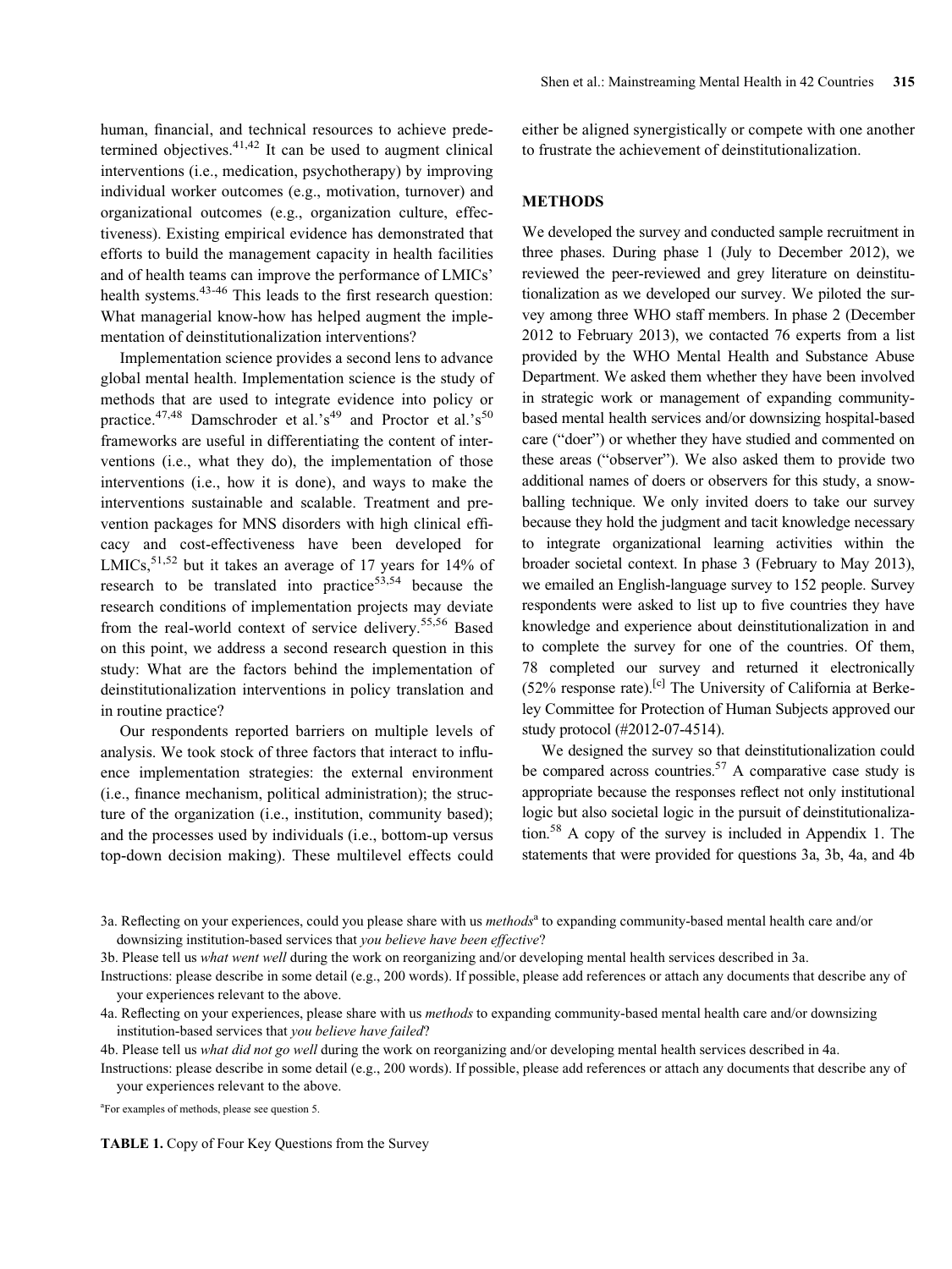human, financial, and technical resources to achieve predetermined objectives.[41,42] It can be used to augment clinical interventions (i.e., medication, psychotherapy) by improving individual worker outcomes (e.g., motivation, turnover) and organizational outcomes (e.g., organization culture, effectiveness). Existing empirical evidence has demonstrated that efforts to build the management capacity in health facilities and of health teams can improve the performance of LMICs' health systems.[43-46] This leads to the first research question: What managerial know-how has helped augment the implementation of deinstitutionalization interventions?

Implementation science provides a second lens to advance global mental health. Implementation science is the study of methods that are used to integrate evidence into policy or practice.[47,48] Damschroder et al.'s[49] and Proctor et al.'s[50] frameworks are useful in differentiating the content of interventions (i.e., what they do), the implementation of those interventions (i.e., how it is done), and ways to make the interventions sustainable and scalable. Treatment and prevention packages for MNS disorders with high clinical efficacy and cost-effectiveness have been developed for LMICs,[51,52] but it takes an average of 17 years for 14% of research to be translated into practice[53,54] because the research conditions of implementation projects may deviate from the real-world context of service delivery.[55,56] Based on this point, we address a second research question in this study: What are the factors behind the implementation of deinstitutionalization interventions in policy translation and in routine practice?

Our respondents reported barriers on multiple levels of analysis. We took stock of three factors that interact to influence implementation strategies: the external environment (i.e., finance mechanism, political administration); the structure of the organization (i.e., institution, community based); and the processes used by individuals (i.e., bottom-up versus top-down decision making). These multilevel effects could either be aligned synergistically or compete with one another to frustrate the achievement of deinstitutionalization.

## METHODS

We developed the survey and conducted sample recruitment in three phases. During phase 1 (July to December 2012), we reviewed the peer-reviewed and grey literature on deinstitutionalization as we developed our survey. We piloted the survey among three WHO staff members. In phase 2 (December 2012 to February 2013), we contacted 76 experts from a list provided by the WHO Mental Health and Substance Abuse Department. We asked them whether they have been involved in strategic work or management of expanding community-based mental health services and/or downsizing hospital-based care ("doer") or whether they have studied and commented on these areas ("observer"). We also asked them to provide two additional names of doers or observers for this study, a snowballing technique. We only invited doers to take our survey because they hold the judgment and tacit knowledge necessary to integrate organizational learning activities within the broader societal context. In phase 3 (February to May 2013), we emailed an English-language survey to 152 people. Survey respondents were asked to list up to five countries they have knowledge and experience about deinstitutionalization in and to complete the survey for one of the countries. Of them, 78 completed our survey and returned it electronically (52% response rate).[c] The University of California at Berkeley Committee for Protection of Human Subjects approved our study protocol (#2012-07-4514).

We designed the survey so that deinstitutionalization could be compared across countries.[57] A comparative case study is appropriate because the responses reflect not only institutional logic but also societal logic in the pursuit of deinstitutionalization.[58] A copy of the survey is included in Appendix 1. The statements that were provided for questions 3a, 3b, 4a, and 4b

3a. Reflecting on your experiences, could you please share with us *methods*[a] to expanding community-based mental health care and/or downsizing institution-based services that *you believe have been effective*?

3b. Please tell us *what went well* during the work on reorganizing and/or developing mental health services described in 3a.

Instructions: please describe in some detail (e.g., 200 words). If possible, please add references or attach any documents that describe any of your experiences relevant to the above.

4a. Reflecting on your experiences, please share with us *methods* to expanding community-based mental health care and/or downsizing institution-based services that *you believe have failed*?

4b. Please tell us *what did not go well* during the work on reorganizing and/or developing mental health services described in 4a.

Instructions: please describe in some detail (e.g., 200 words). If possible, please add references or attach any documents that describe any of your experiences relevant to the above.

[a]For examples of methods, please see question 5.

**TABLE 1.** Copy of Four Key Questions from the Survey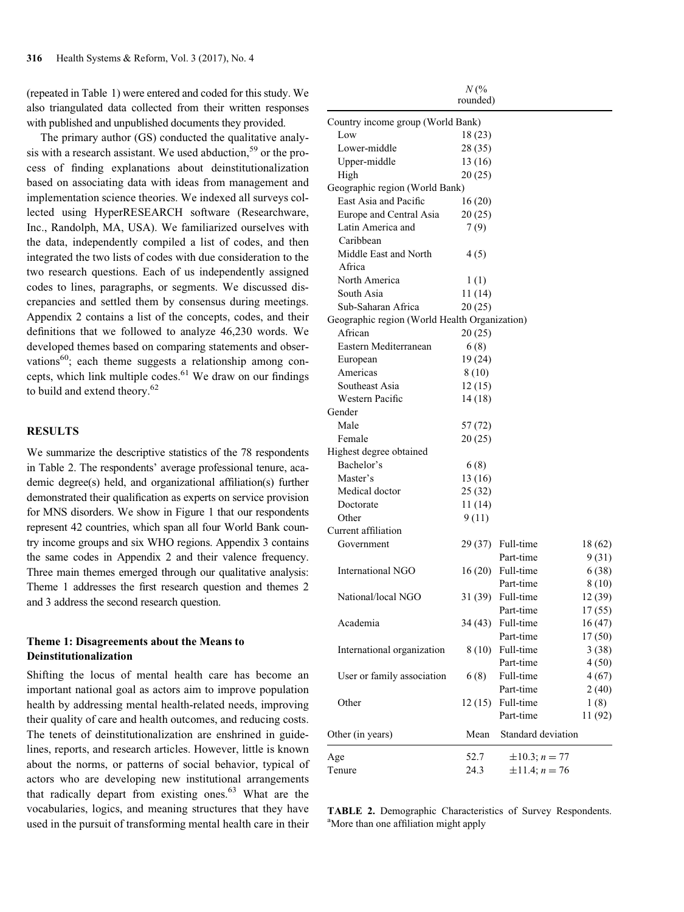(repeated in Table 1) were entered and coded for this study. We also triangulated data collected from their written responses with published and unpublished documents they provided.

The primary author (GS) conducted the qualitative analysis with a research assistant. We used abduction,[59] or the process of finding explanations about deinstitutionalization based on associating data with ideas from management and implementation science theories. We indexed all surveys collected using HyperRESEARCH software (Researchware, Inc., Randolph, MA, USA). We familiarized ourselves with the data, independently compiled a list of codes, and then integrated the two lists of codes with due consideration to the two research questions. Each of us independently assigned codes to lines, paragraphs, or segments. We discussed discrepancies and settled them by consensus during meetings. Appendix 2 contains a list of the concepts, codes, and their definitions that we followed to analyze 46,230 words. We developed themes based on comparing statements and observations[60]; each theme suggests a relationship among concepts, which link multiple codes.[61] We draw on our findings to build and extend theory.[62]

## RESULTS

We summarize the descriptive statistics of the 78 respondents in Table 2. The respondents' average professional tenure, academic degree(s) held, and organizational affiliation(s) further demonstrated their qualification as experts on service provision for MNS disorders. We show in Figure 1 that our respondents represent 42 countries, which span all four World Bank country income groups and six WHO regions. Appendix 3 contains the same codes in Appendix 2 and their valence frequency. Three main themes emerged through our qualitative analysis: Theme 1 addresses the first research question and themes 2 and 3 address the second research question.

### Theme 1: Disagreements about the Means to Deinstitutionalization

Shifting the locus of mental health care has become an important national goal as actors aim to improve population health by addressing mental health-related needs, improving their quality of care and health outcomes, and reducing costs. The tenets of deinstitutionalization are enshrined in guidelines, reports, and research articles. However, little is known about the norms, or patterns of social behavior, typical of actors who are developing new institutional arrangements that radically depart from existing ones.[63] What are the vocabularies, logics, and meaning structures that they have used in the pursuit of transforming mental health care in their

| | N (% rounded) | | |
|---|---|---|---|
| Country income group (World Bank) | | | |
| Low | 18 (23) | | |
| Lower-middle | 28 (35) | | |
| Upper-middle | 13 (16) | | |
| High | 20 (25) | | |
| Geographic region (World Bank) | | | |
| East Asia and Pacific | 16 (20) | | |
| Europe and Central Asia | 20 (25) | | |
| Latin America and Caribbean | 7 (9) | | |
| Middle East and North Africa | 4 (5) | | |
| North America | 1 (1) | | |
| South Asia | 11 (14) | | |
| Sub-Saharan Africa | 20 (25) | | |
| Geographic region (World Health Organization) | | | |
| African | 20 (25) | | |
| Eastern Mediterranean | 6 (8) | | |
| European | 19 (24) | | |
| Americas | 8 (10) | | |
| Southeast Asia | 12 (15) | | |
| Western Pacific | 14 (18) | | |
| Gender | | | |
| Male | 57 (72) | | |
| Female | 20 (25) | | |
| Highest degree obtained | | | |
| Bachelor's | 6 (8) | | |
| Master's | 13 (16) | | |
| Medical doctor | 25 (32) | | |
| Doctorate | 11 (14) | | |
| Other | 9 (11) | | |
| Current affiliation | | | |
| Government | 29 (37) | Full-time | 18 (62) |
| | | Part-time | 9 (31) |
| International NGO | 16 (20) | Full-time | 6 (38) |
| | | Part-time | 8 (10) |
| National/local NGO | 31 (39) | Full-time | 12 (39) |
| | | Part-time | 17 (55) |
| Academia | 34 (43) | Full-time | 16 (47) |
| | | Part-time | 17 (50) |
| International organization | 8 (10) | Full-time | 3 (38) |
| | | Part-time | 4 (50) |
| User or family association | 6 (8) | Full-time | 4 (67) |
| | | Part-time | 2 (40) |
| Other | 12 (15) | Full-time | 1 (8) |
| | | Part-time | 11 (92) |
| Other (in years) | Mean | Standard deviation | |
| Age | 52.7 | $\pm 10.3$; $n = 77$ | |
| Tenure | 24.3 | $\pm 11.4$; $n = 76$ | |

**TABLE 2.** Demographic Characteristics of Survey Respondents. [a]More than one affiliation might apply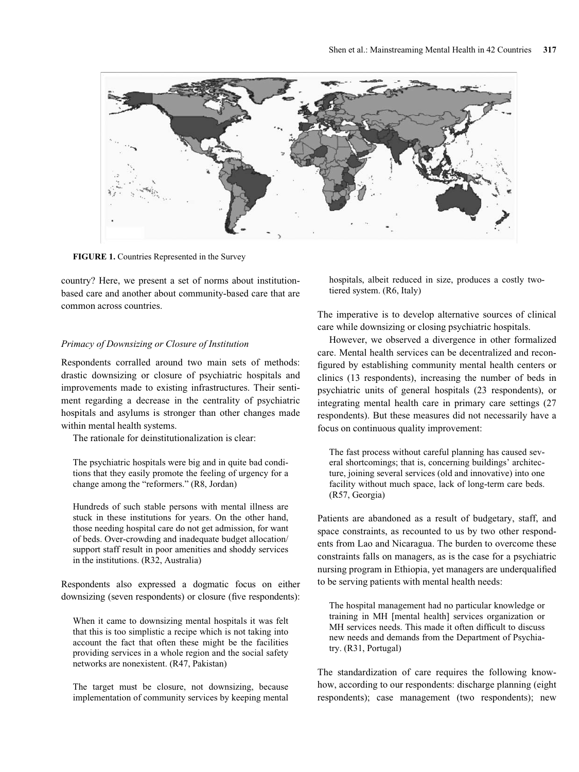**FIGURE 1.** Countries Represented in the Survey

country? Here, we present a set of norms about institution-based care and another about community-based care that are common across countries.

### *Primacy of Downsizing or Closure of Institution*

Respondents corralled around two main sets of methods: drastic downsizing or closure of psychiatric hospitals and improvements made to existing infrastructures. Their sentiment regarding a decrease in the centrality of psychiatric hospitals and asylums is stronger than other changes made within mental health systems.

The rationale for deinstitutionalization is clear:

> The psychiatric hospitals were big and in quite bad conditions that they easily promote the feeling of urgency for a change among the "reformers." (R8, Jordan)

> Hundreds of such stable persons with mental illness are stuck in these institutions for years. On the other hand, those needing hospital care do not get admission, for want of beds. Over-crowding and inadequate budget allocation/support staff result in poor amenities and shoddy services in the institutions. (R32, Australia)

Respondents also expressed a dogmatic focus on either downsizing (seven respondents) or closure (five respondents):

> When it came to downsizing mental hospitals it was felt that this is too simplistic a recipe which is not taking into account the fact that often these might be the facilities providing services in a whole region and the social safety networks are nonexistent. (R47, Pakistan)

> The target must be closure, not downsizing, because implementation of community services by keeping mental hospitals, albeit reduced in size, produces a costly two-tiered system. (R6, Italy)

The imperative is to develop alternative sources of clinical care while downsizing or closing psychiatric hospitals.

However, we observed a divergence in other formalized care. Mental health services can be decentralized and reconfigured by establishing community mental health centers or clinics (13 respondents), increasing the number of beds in psychiatric units of general hospitals (23 respondents), or integrating mental health care in primary care settings (27 respondents). But these measures did not necessarily have a focus on continuous quality improvement:

> The fast process without careful planning has caused several shortcomings; that is, concerning buildings' architecture, joining several services (old and innovative) into one facility without much space, lack of long-term care beds. (R57, Georgia)

Patients are abandoned as a result of budgetary, staff, and space constraints, as recounted to us by two other respondents from Lao and Nicaragua. The burden to overcome these constraints falls on managers, as is the case for a psychiatric nursing program in Ethiopia, yet managers are underqualified to be serving patients with mental health needs:

> The hospital management had no particular knowledge or training in MH [mental health] services organization or MH services needs. This made it often difficult to discuss new needs and demands from the Department of Psychiatry. (R31, Portugal)

The standardization of care requires the following know-how, according to our respondents: discharge planning (eight respondents); case management (two respondents); new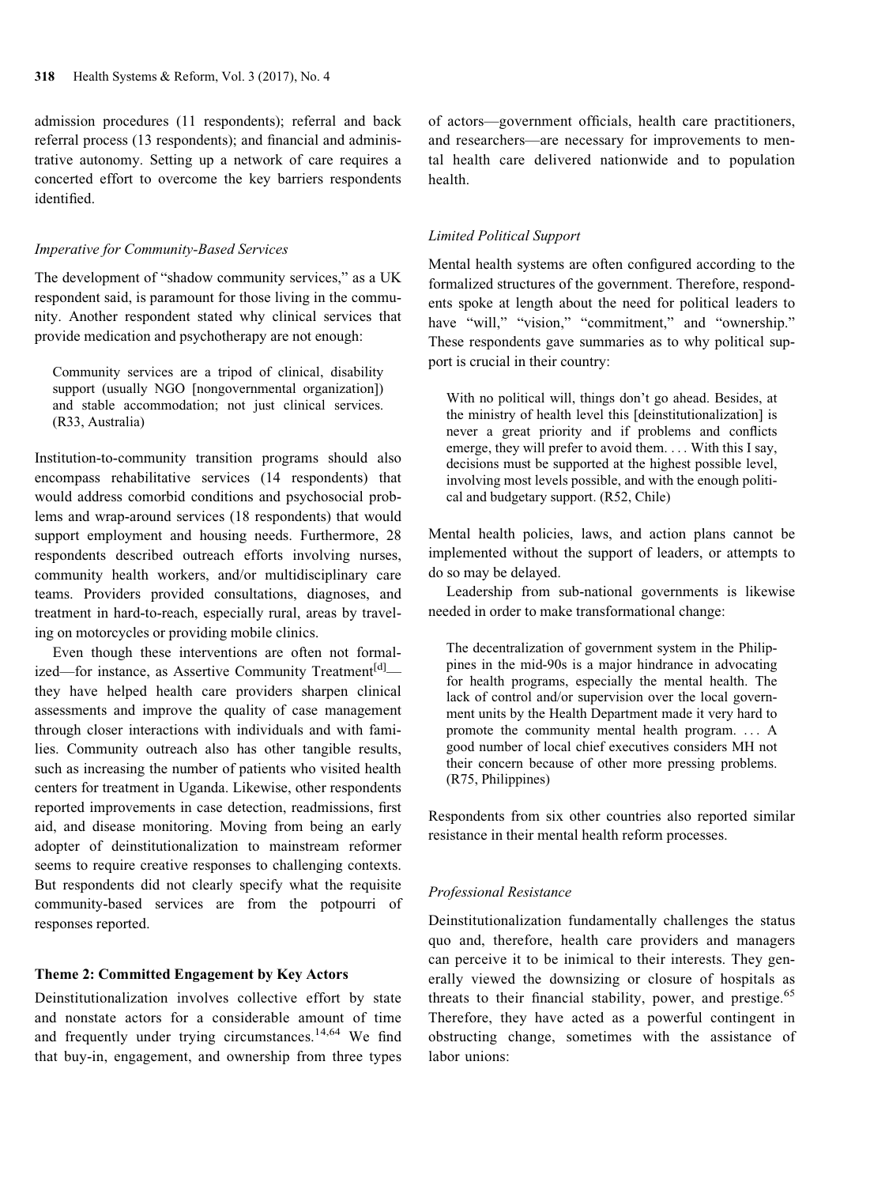admission procedures (11 respondents); referral and back referral process (13 respondents); and financial and administrative autonomy. Setting up a network of care requires a concerted effort to overcome the key barriers respondents identified.

### *Imperative for Community-Based Services*

The development of "shadow community services," as a UK respondent said, is paramount for those living in the community. Another respondent stated why clinical services that provide medication and psychotherapy are not enough:

> Community services are a tripod of clinical, disability support (usually NGO [nongovernmental organization]) and stable accommodation; not just clinical services. (R33, Australia)

Institution-to-community transition programs should also encompass rehabilitative services (14 respondents) that would address comorbid conditions and psychosocial problems and wrap-around services (18 respondents) that would support employment and housing needs. Furthermore, 28 respondents described outreach efforts involving nurses, community health workers, and/or multidisciplinary care teams. Providers provided consultations, diagnoses, and treatment in hard-to-reach, especially rural, areas by traveling on motorcycles or providing mobile clinics.

Even though these interventions are often not formalized—for instance, as Assertive Community Treatment[d]—they have helped health care providers sharpen clinical assessments and improve the quality of case management through closer interactions with individuals and with families. Community outreach also has other tangible results, such as increasing the number of patients who visited health centers for treatment in Uganda. Likewise, other respondents reported improvements in case detection, readmissions, first aid, and disease monitoring. Moving from being an early adopter of deinstitutionalization to mainstream reformer seems to require creative responses to challenging contexts. But respondents did not clearly specify what the requisite community-based services are from the potpourri of responses reported.

### Theme 2: Committed Engagement by Key Actors

Deinstitutionalization involves collective effort by state and nonstate actors for a considerable amount of time and frequently under trying circumstances.[14,64] We find that buy-in, engagement, and ownership from three types of actors—government officials, health care practitioners, and researchers—are necessary for improvements to mental health care delivered nationwide and to population health.

### *Limited Political Support*

Mental health systems are often configured according to the formalized structures of the government. Therefore, respondents spoke at length about the need for political leaders to have "will," "vision," "commitment," and "ownership." These respondents gave summaries as to why political support is crucial in their country:

> With no political will, things don't go ahead. Besides, at the ministry of health level this [deinstitutionalization] is never a great priority and if problems and conflicts emerge, they will prefer to avoid them. . . . With this I say, decisions must be supported at the highest possible level, involving most levels possible, and with the enough political and budgetary support. (R52, Chile)

Mental health policies, laws, and action plans cannot be implemented without the support of leaders, or attempts to do so may be delayed.

Leadership from sub-national governments is likewise needed in order to make transformational change:

> The decentralization of government system in the Philippines in the mid-90s is a major hindrance in advocating for health programs, especially the mental health. The lack of control and/or supervision over the local government units by the Health Department made it very hard to promote the community mental health program. . . . A good number of local chief executives considers MH not their concern because of other more pressing problems. (R75, Philippines)

Respondents from six other countries also reported similar resistance in their mental health reform processes.

### *Professional Resistance*

Deinstitutionalization fundamentally challenges the status quo and, therefore, health care providers and managers can perceive it to be inimical to their interests. They generally viewed the downsizing or closure of hospitals as threats to their financial stability, power, and prestige.[65] Therefore, they have acted as a powerful contingent in obstructing change, sometimes with the assistance of labor unions: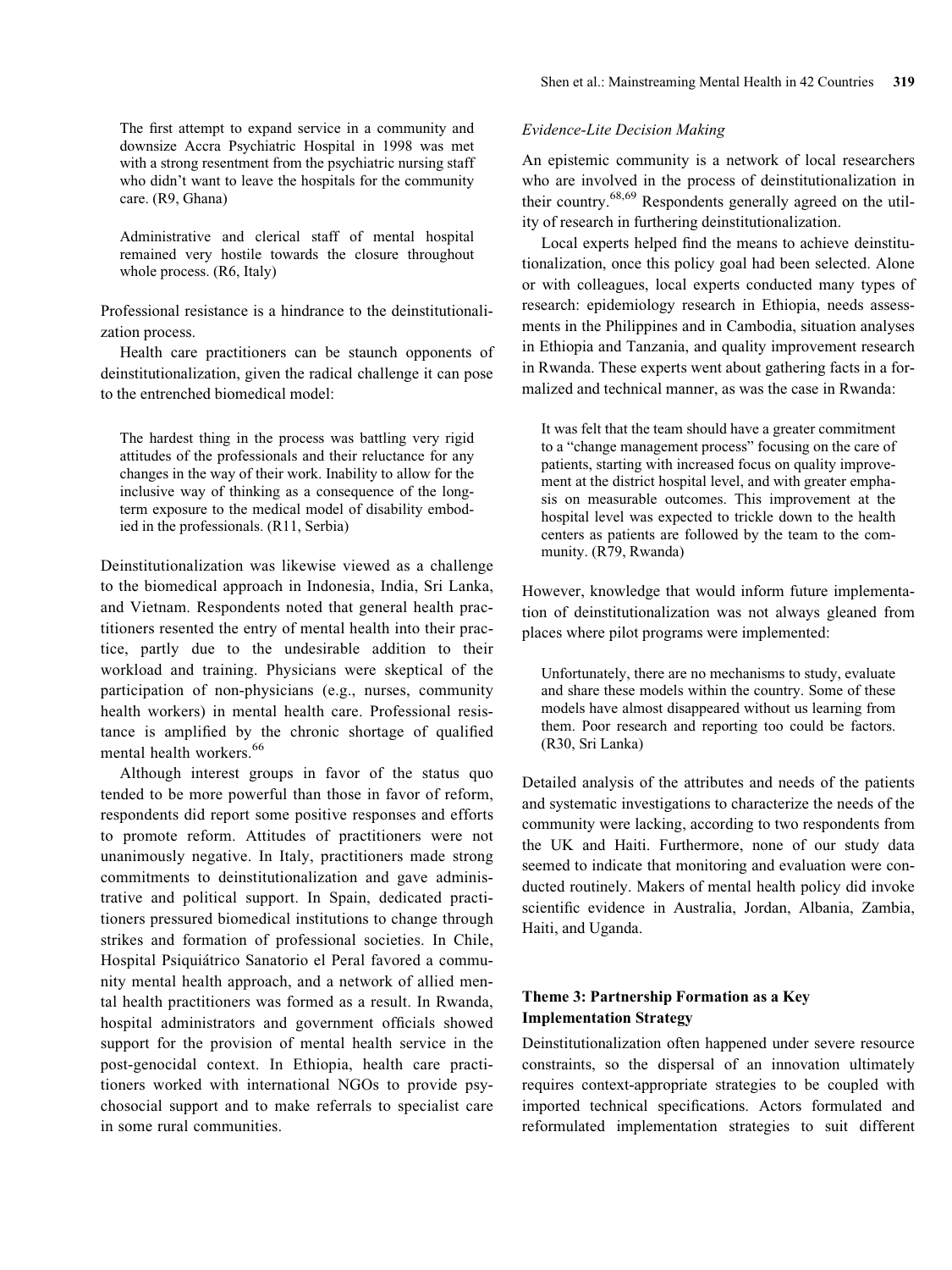> The first attempt to expand service in a community and downsize Accra Psychiatric Hospital in 1998 was met with a strong resentment from the psychiatric nursing staff who didn't want to leave the hospitals for the community care. (R9, Ghana)

> Administrative and clerical staff of mental hospital remained very hostile towards the closure throughout whole process. (R6, Italy)

Professional resistance is a hindrance to the deinstitutionalization process.

Health care practitioners can be staunch opponents of deinstitutionalization, given the radical challenge it can pose to the entrenched biomedical model:

> The hardest thing in the process was battling very rigid attitudes of the professionals and their reluctance for any changes in the way of their work. Inability to allow for the inclusive way of thinking as a consequence of the long-term exposure to the medical model of disability embodied in the professionals. (R11, Serbia)

Deinstitutionalization was likewise viewed as a challenge to the biomedical approach in Indonesia, India, Sri Lanka, and Vietnam. Respondents noted that general health practitioners resented the entry of mental health into their practice, partly due to the undesirable addition to their workload and training. Physicians were skeptical of the participation of non-physicians (e.g., nurses, community health workers) in mental health care. Professional resistance is amplified by the chronic shortage of qualified mental health workers.[66]

Although interest groups in favor of the status quo tended to be more powerful than those in favor of reform, respondents did report some positive responses and efforts to promote reform. Attitudes of practitioners were not unanimously negative. In Italy, practitioners made strong commitments to deinstitutionalization and gave administrative and political support. In Spain, dedicated practitioners pressured biomedical institutions to change through strikes and formation of professional societies. In Chile, Hospital Psiquiátrico Sanatorio el Peral favored a community mental health approach, and a network of allied mental health practitioners was formed as a result. In Rwanda, hospital administrators and government officials showed support for the provision of mental health service in the post-genocidal context. In Ethiopia, health care practitioners worked with international NGOs to provide psychosocial support and to make referrals to specialist care in some rural communities.

*Evidence-Lite Decision Making*

An epistemic community is a network of local researchers who are involved in the process of deinstitutionalization in their country.[68,69] Respondents generally agreed on the utility of research in furthering deinstitutionalization.

Local experts helped find the means to achieve deinstitutionalization, once this policy goal had been selected. Alone or with colleagues, local experts conducted many types of research: epidemiology research in Ethiopia, needs assessments in the Philippines and in Cambodia, situation analyses in Ethiopia and Tanzania, and quality improvement research in Rwanda. These experts went about gathering facts in a formalized and technical manner, as was the case in Rwanda:

> It was felt that the team should have a greater commitment to a "change management process" focusing on the care of patients, starting with increased focus on quality improvement at the district hospital level, and with greater emphasis on measurable outcomes. This improvement at the hospital level was expected to trickle down to the health centers as patients are followed by the team to the community. (R79, Rwanda)

However, knowledge that would inform future implementation of deinstitutionalization was not always gleaned from places where pilot programs were implemented:

> Unfortunately, there are no mechanisms to study, evaluate and share these models within the country. Some of these models have almost disappeared without us learning from them. Poor research and reporting too could be factors. (R30, Sri Lanka)

Detailed analysis of the attributes and needs of the patients and systematic investigations to characterize the needs of the community were lacking, according to two respondents from the UK and Haiti. Furthermore, none of our study data seemed to indicate that monitoring and evaluation were conducted routinely. Makers of mental health policy did invoke scientific evidence in Australia, Jordan, Albania, Zambia, Haiti, and Uganda.

### Theme 3: Partnership Formation as a Key Implementation Strategy

Deinstitutionalization often happened under severe resource constraints, so the dispersal of an innovation ultimately requires context-appropriate strategies to be coupled with imported technical specifications. Actors formulated and reformulated implementation strategies to suit different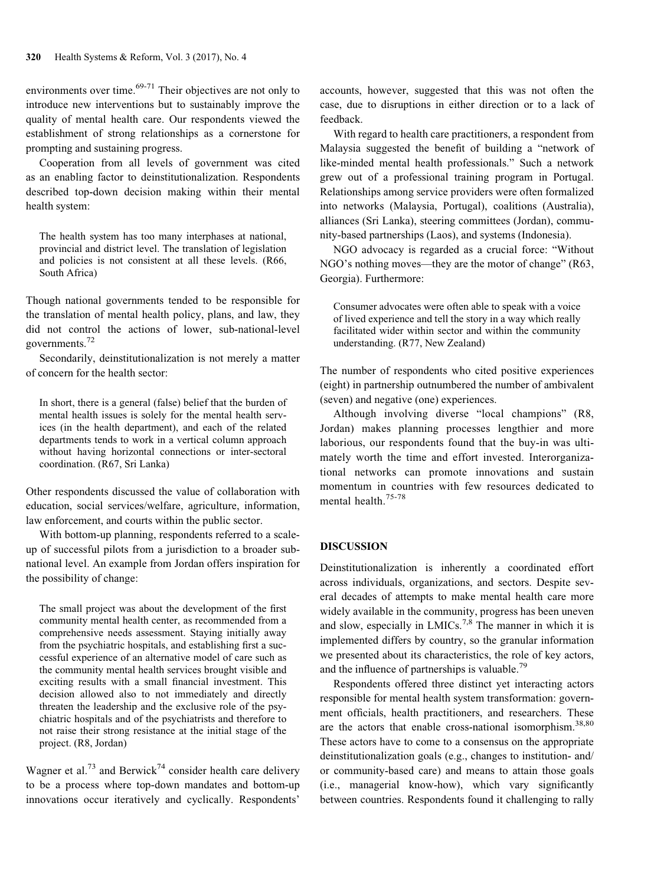environments over time.[69-71] Their objectives are not only to introduce new interventions but to sustainably improve the quality of mental health care. Our respondents viewed the establishment of strong relationships as a cornerstone for prompting and sustaining progress.

Cooperation from all levels of government was cited as an enabling factor to deinstitutionalization. Respondents described top-down decision making within their mental health system:

> The health system has too many interphases at national, provincial and district level. The translation of legislation and policies is not consistent at all these levels. (R66, South Africa)

Though national governments tended to be responsible for the translation of mental health policy, plans, and law, they did not control the actions of lower, sub-national-level governments.[72]

Secondarily, deinstitutionalization is not merely a matter of concern for the health sector:

> In short, there is a general (false) belief that the burden of mental health issues is solely for the mental health services (in the health department), and each of the related departments tends to work in a vertical column approach without having horizontal connections or inter-sectoral coordination. (R67, Sri Lanka)

Other respondents discussed the value of collaboration with education, social services/welfare, agriculture, information, law enforcement, and courts within the public sector.

With bottom-up planning, respondents referred to a scale-up of successful pilots from a jurisdiction to a broader sub-national level. An example from Jordan offers inspiration for the possibility of change:

> The small project was about the development of the first community mental health center, as recommended from a comprehensive needs assessment. Staying initially away from the psychiatric hospitals, and establishing first a successful experience of an alternative model of care such as the community mental health services brought visible and exciting results with a small financial investment. This decision allowed also to not immediately and directly threaten the leadership and the exclusive role of the psychiatric hospitals and of the psychiatrists and therefore to not raise their strong resistance at the initial stage of the project. (R8, Jordan)

Wagner et al.[73] and Berwick[74] consider health care delivery to be a process where top-down mandates and bottom-up innovations occur iteratively and cyclically. Respondents' accounts, however, suggested that this was not often the case, due to disruptions in either direction or to a lack of feedback.

With regard to health care practitioners, a respondent from Malaysia suggested the benefit of building a "network of like-minded mental health professionals." Such a network grew out of a professional training program in Portugal. Relationships among service providers were often formalized into networks (Malaysia, Portugal), coalitions (Australia), alliances (Sri Lanka), steering committees (Jordan), community-based partnerships (Laos), and systems (Indonesia).

NGO advocacy is regarded as a crucial force: "Without NGO's nothing moves—they are the motor of change" (R63, Georgia). Furthermore:

> Consumer advocates were often able to speak with a voice of lived experience and tell the story in a way which really facilitated wider within sector and within the community understanding. (R77, New Zealand)

The number of respondents who cited positive experiences (eight) in partnership outnumbered the number of ambivalent (seven) and negative (one) experiences.

Although involving diverse "local champions" (R8, Jordan) makes planning processes lengthier and more laborious, our respondents found that the buy-in was ultimately worth the time and effort invested. Interorganizational networks can promote innovations and sustain momentum in countries with few resources dedicated to mental health.[75-78]

## DISCUSSION

Deinstitutionalization is inherently a coordinated effort across individuals, organizations, and sectors. Despite several decades of attempts to make mental health care more widely available in the community, progress has been uneven and slow, especially in LMICs.[7,8] The manner in which it is implemented differs by country, so the granular information we presented about its characteristics, the role of key actors, and the influence of partnerships is valuable.[79]

Respondents offered three distinct yet interacting actors responsible for mental health system transformation: government officials, health practitioners, and researchers. These are the actors that enable cross-national isomorphism.[38,80] These actors have to come to a consensus on the appropriate deinstitutionalization goals (e.g., changes to institution- and/or community-based care) and means to attain those goals (i.e., managerial know-how), which vary significantly between countries. Respondents found it challenging to rally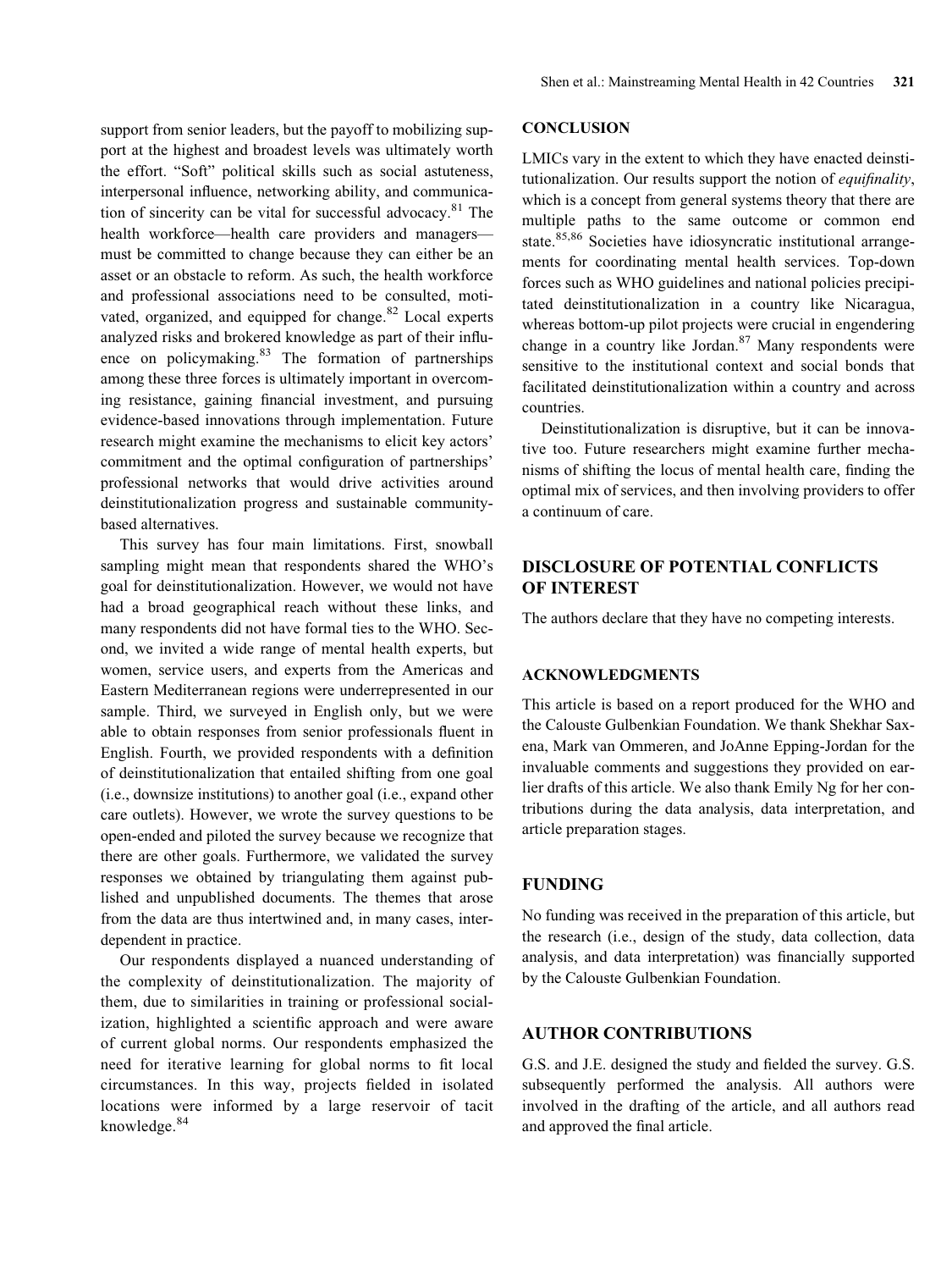support from senior leaders, but the payoff to mobilizing support at the highest and broadest levels was ultimately worth the effort. "Soft" political skills such as social astuteness, interpersonal influence, networking ability, and communication of sincerity can be vital for successful advocacy.[81] The health workforce—health care providers and managers—must be committed to change because they can either be an asset or an obstacle to reform. As such, the health workforce and professional associations need to be consulted, motivated, organized, and equipped for change.[82] Local experts analyzed risks and brokered knowledge as part of their influence on policymaking.[83] The formation of partnerships among these three forces is ultimately important in overcoming resistance, gaining financial investment, and pursuing evidence-based innovations through implementation. Future research might examine the mechanisms to elicit key actors' commitment and the optimal configuration of partnerships' professional networks that would drive activities around deinstitutionalization progress and sustainable community-based alternatives.

This survey has four main limitations. First, snowball sampling might mean that respondents shared the WHO's goal for deinstitutionalization. However, we would not have had a broad geographical reach without these links, and many respondents did not have formal ties to the WHO. Second, we invited a wide range of mental health experts, but women, service users, and experts from the Americas and Eastern Mediterranean regions were underrepresented in our sample. Third, we surveyed in English only, but we were able to obtain responses from senior professionals fluent in English. Fourth, we provided respondents with a definition of deinstitutionalization that entailed shifting from one goal (i.e., downsize institutions) to another goal (i.e., expand other care outlets). However, we wrote the survey questions to be open-ended and piloted the survey because we recognize that there are other goals. Furthermore, we validated the survey responses we obtained by triangulating them against published and unpublished documents. The themes that arose from the data are thus intertwined and, in many cases, interdependent in practice.

Our respondents displayed a nuanced understanding of the complexity of deinstitutionalization. The majority of them, due to similarities in training or professional socialization, highlighted a scientific approach and were aware of current global norms. Our respondents emphasized the need for iterative learning for global norms to fit local circumstances. In this way, projects fielded in isolated locations were informed by a large reservoir of tacit knowledge.[84]

## CONCLUSION

LMICs vary in the extent to which they have enacted deinstitutionalization. Our results support the notion of *equifinality*, which is a concept from general systems theory that there are multiple paths to the same outcome or common end state.[85,86] Societies have idiosyncratic institutional arrangements for coordinating mental health services. Top-down forces such as WHO guidelines and national policies precipitated deinstitutionalization in a country like Nicaragua, whereas bottom-up pilot projects were crucial in engendering change in a country like Jordan.[87] Many respondents were sensitive to the institutional context and social bonds that facilitated deinstitutionalization within a country and across countries.

Deinstitutionalization is disruptive, but it can be innovative too. Future researchers might examine further mechanisms of shifting the locus of mental health care, finding the optimal mix of services, and then involving providers to offer a continuum of care.

## DISCLOSURE OF POTENTIAL CONFLICTS OF INTEREST

The authors declare that they have no competing interests.

## ACKNOWLEDGMENTS

This article is based on a report produced for the WHO and the Calouste Gulbenkian Foundation. We thank Shekhar Saxena, Mark van Ommeren, and JoAnne Epping-Jordan for the invaluable comments and suggestions they provided on earlier drafts of this article. We also thank Emily Ng for her contributions during the data analysis, data interpretation, and article preparation stages.

## FUNDING

No funding was received in the preparation of this article, but the research (i.e., design of the study, data collection, data analysis, and data interpretation) was financially supported by the Calouste Gulbenkian Foundation.

## AUTHOR CONTRIBUTIONS

G.S. and J.E. designed the study and fielded the survey. G.S. subsequently performed the analysis. All authors were involved in the drafting of the article, and all authors read and approved the final article.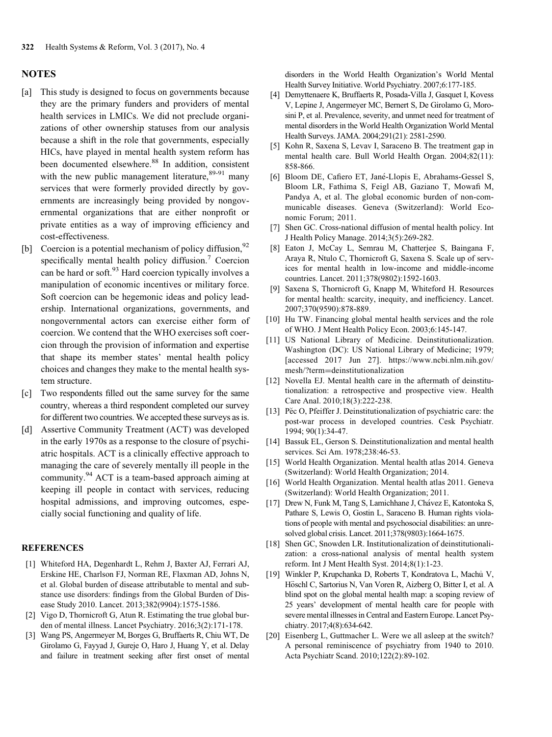## NOTES

[a] This study is designed to focus on governments because they are the primary funders and providers of mental health services in LMICs. We did not preclude organizations of other ownership statuses from our analysis because a shift in the role that governments, especially HICs, have played in mental health system reform has been documented elsewhere.[88] In addition, consistent with the new public management literature,[89-91] many services that were formerly provided directly by governments are increasingly being provided by nongovernmental organizations that are either nonprofit or private entities as a way of improving efficiency and cost-effectiveness.

[b] Coercion is a potential mechanism of policy diffusion,[92] specifically mental health policy diffusion.[7] Coercion can be hard or soft.[93] Hard coercion typically involves a manipulation of economic incentives or military force. Soft coercion can be hegemonic ideas and policy leadership. International organizations, governments, and nongovernmental actors can exercise either form of coercion. We contend that the WHO exercises soft coercion through the provision of information and expertise that shape its member states' mental health policy choices and changes they make to the mental health system structure.

[c] Two respondents filled out the same survey for the same country, whereas a third respondent completed our survey for different two countries. We accepted these surveys as is.

[d] Assertive Community Treatment (ACT) was developed in the early 1970s as a response to the closure of psychiatric hospitals. ACT is a clinically effective approach to managing the care of severely mentally ill people in the community.[94] ACT is a team-based approach aiming at keeping ill people in contact with services, reducing hospital admissions, and improving outcomes, especially social functioning and quality of life.

## REFERENCES

[1] Whiteford HA, Degenhardt L, Rehm J, Baxter AJ, Ferrari AJ, Erskine HE, Charlson FJ, Norman RE, Flaxman AD, Johns N, et al. Global burden of disease attributable to mental and substance use disorders: findings from the Global Burden of Disease Study 2010. Lancet. 2013;382(9904):1575-1586.

[2] Vigo D, Thornicroft G, Atun R. Estimating the true global burden of mental illness. Lancet Psychiatry. 2016;3(2):171-178.

[3] Wang PS, Angermeyer M, Borges G, Bruffaerts R, Chiu WT, De Girolamo G, Fayyad J, Gureje O, Haro J, Huang Y, et al. Delay and failure in treatment seeking after first onset of mental disorders in the World Health Organization's World Mental Health Survey Initiative. World Psychiatry. 2007;6:177-185.

[4] Demyttenaere K, Bruffaerts R, Posada-Villa J, Gasquet I, Kovess V, Lepine J, Angermeyer MC, Bernert S, De Girolamo G, Morosini P, et al. Prevalence, severity, and unmet need for treatment of mental disorders in the World Health Organization World Mental Health Surveys. JAMA. 2004;291(21): 2581-2590.

[5] Kohn R, Saxena S, Levav I, Saraceno B. The treatment gap in mental health care. Bull World Health Organ. 2004;82(11): 858-866.

[6] Bloom DE, Cafiero ET, Jané-Llopis E, Abrahams-Gessel S, Bloom LR, Fathima S, Feigl AB, Gaziano T, Mowafi M, Pandya A, et al. The global economic burden of non-communicable diseases. Geneva (Switzerland): World Economic Forum; 2011.

[7] Shen GC. Cross-national diffusion of mental health policy. Int J Health Policy Manage. 2014;3(5):269-282.

[8] Eaton J, McCay L, Semrau M, Chatterjee S, Baingana F, Araya R, Ntulo C, Thornicroft G, Saxena S. Scale up of services for mental health in low-income and middle-income countries. Lancet. 2011;378(9802):1592-1603.

[9] Saxena S, Thornicroft G, Knapp M, Whiteford H. Resources for mental health: scarcity, inequity, and inefficiency. Lancet. 2007;370(9590):878-889.

[10] Hu TW. Financing global mental health services and the role of WHO. J Ment Health Policy Econ. 2003;6:145-147.

[11] US National Library of Medicine. Deinstitutionalization. Washington (DC): US National Library of Medicine; 1979; [accessed 2017 Jun 27]. https://www.ncbi.nlm.nih.gov/mesh/?term=deinstitutionalization

[12] Novella EJ. Mental health care in the aftermath of deinstitutionalization: a retrospective and prospective view. Health Care Anal. 2010;18(3):222-238.

[13] Pěc O, Pfeiffer J. Deinstitutionalization of psychiatric care: the post-war process in developed countries. Cesk Psychiatr. 1994; 90(1):34-47.

[14] Bassuk EL, Gerson S. Deinstitutionalization and mental health services. Sci Am. 1978;238:46-53.

[15] World Health Organization. Mental health atlas 2014. Geneva (Switzerland): World Health Organization; 2014.

[16] World Health Organization. Mental health atlas 2011. Geneva (Switzerland): World Health Organization; 2011.

[17] Drew N, Funk M, Tang S, Lamichhane J, Chávez E, Katontoka S, Pathare S, Lewis O, Gostin L, Saraceno B. Human rights violations of people with mental and psychosocial disabilities: an unresolved global crisis. Lancet. 2011;378(9803):1664-1675.

[18] Shen GC, Snowden LR. Institutionalization of deinstitutionalization: a cross-national analysis of mental health system reform. Int J Ment Health Syst. 2014;8(1):1-23.

[19] Winkler P, Krupchanka D, Roberts T, Kondratova L, Machů V, Höschl C, Sartorius N, Van Voren R, Aizberg O, Bitter I, et al. A blind spot on the global mental health map: a scoping review of 25 years' development of mental health care for people with severe mental illnesses in Central and Eastern Europe. Lancet Psychiatry. 2017;4(8):634-642.

[20] Eisenberg L, Guttmacher L. Were we all asleep at the switch? A personal reminiscence of psychiatry from 1940 to 2010. Acta Psychiatr Scand. 2010;122(2):89-102.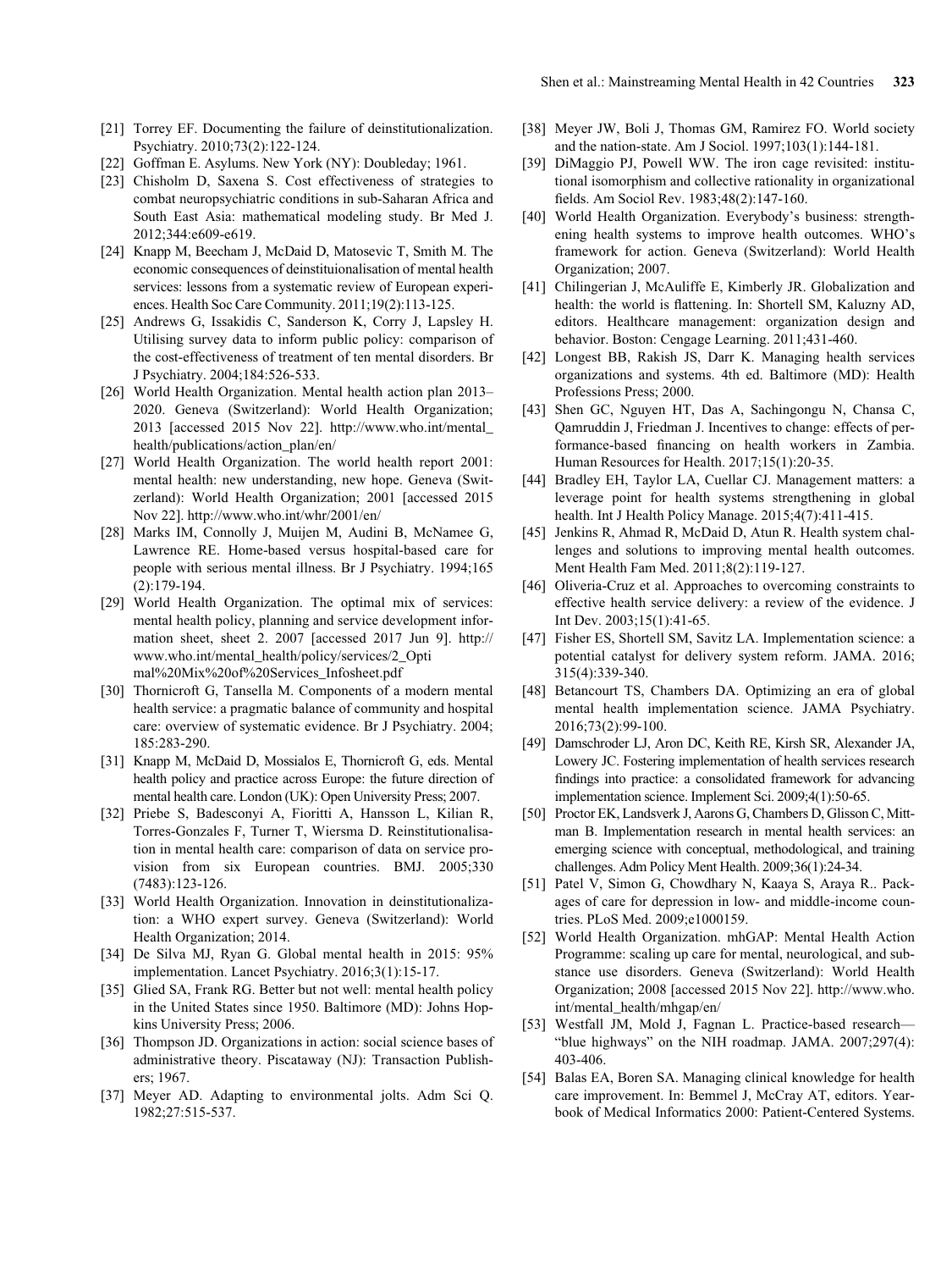[21] Torrey EF. Documenting the failure of deinstitutionalization. Psychiatry. 2010;73(2):122-124.

[22] Goffman E. Asylums. New York (NY): Doubleday; 1961.

[23] Chisholm D, Saxena S. Cost effectiveness of strategies to combat neuropsychiatric conditions in sub-Saharan Africa and South East Asia: mathematical modeling study. Br Med J. 2012;344:e609-e619.

[24] Knapp M, Beecham J, McDaid D, Matosevic T, Smith M. The economic consequences of deinstituionalisation of mental health services: lessons from a systematic review of European experiences. Health Soc Care Community. 2011;19(2):113-125.

[25] Andrews G, Issakidis C, Sanderson K, Corry J, Lapsley H. Utilising survey data to inform public policy: comparison of the cost-effectiveness of treatment of ten mental disorders. Br J Psychiatry. 2004;184:526-533.

[26] World Health Organization. Mental health action plan 2013–2020. Geneva (Switzerland): World Health Organization; 2013 [accessed 2015 Nov 22]. http://www.who.int/mental_health/publications/action_plan/en/

[27] World Health Organization. The world health report 2001: mental health: new understanding, new hope. Geneva (Switzerland): World Health Organization; 2001 [accessed 2015 Nov 22]. http://www.who.int/whr/2001/en/

[28] Marks IM, Connolly J, Muijen M, Audini B, McNamee G, Lawrence RE. Home-based versus hospital-based care for people with serious mental illness. Br J Psychiatry. 1994;165 (2):179-194.

[29] World Health Organization. The optimal mix of services: mental health policy, planning and service development information sheet, sheet 2. 2007 [accessed 2017 Jun 9]. http://www.who.int/mental_health/policy/services/2_Optimal%20Mix%20of%20Services_Infosheet.pdf

[30] Thornicroft G, Tansella M. Components of a modern mental health service: a pragmatic balance of community and hospital care: overview of systematic evidence. Br J Psychiatry. 2004; 185:283-290.

[31] Knapp M, McDaid D, Mossialos E, Thornicroft G, eds. Mental health policy and practice across Europe: the future direction of mental health care. London (UK): Open University Press; 2007.

[32] Priebe S, Badesconyi A, Fioritti A, Hansson L, Kilian R, Torres-Gonzales F, Turner T, Wiersma D. Reinstitutionalisation in mental health care: comparison of data on service provision from six European countries. BMJ. 2005;330 (7483):123-126.

[33] World Health Organization. Innovation in deinstitutionalization: a WHO expert survey. Geneva (Switzerland): World Health Organization; 2014.

[34] De Silva MJ, Ryan G. Global mental health in 2015: 95% implementation. Lancet Psychiatry. 2016;3(1):15-17.

[35] Glied SA, Frank RG. Better but not well: mental health policy in the United States since 1950. Baltimore (MD): Johns Hopkins University Press; 2006.

[36] Thompson JD. Organizations in action: social science bases of administrative theory. Piscataway (NJ): Transaction Publishers; 1967.

[37] Meyer AD. Adapting to environmental jolts. Adm Sci Q. 1982;27:515-537.

[38] Meyer JW, Boli J, Thomas GM, Ramirez FO. World society and the nation-state. Am J Sociol. 1997;103(1):144-181.

[39] DiMaggio PJ, Powell WW. The iron cage revisited: institutional isomorphism and collective rationality in organizational fields. Am Sociol Rev. 1983;48(2):147-160.

[40] World Health Organization. Everybody's business: strengthening health systems to improve health outcomes. WHO's framework for action. Geneva (Switzerland): World Health Organization; 2007.

[41] Chilingerian J, McAuliffe E, Kimberly JR. Globalization and health: the world is flattening. In: Shortell SM, Kaluzny AD, editors. Healthcare management: organization design and behavior. Boston: Cengage Learning. 2011;431-460.

[42] Longest BB, Rakish JS, Darr K. Managing health services organizations and systems. 4th ed. Baltimore (MD): Health Professions Press; 2000.

[43] Shen GC, Nguyen HT, Das A, Sachingongu N, Chansa C, Qamruddin J, Friedman J. Incentives to change: effects of performance-based financing on health workers in Zambia. Human Resources for Health. 2017;15(1):20-35.

[44] Bradley EH, Taylor LA, Cuellar CJ. Management matters: a leverage point for health systems strengthening in global health. Int J Health Policy Manage. 2015;4(7):411-415.

[45] Jenkins R, Ahmad R, McDaid D, Atun R. Health system challenges and solutions to improving mental health outcomes. Ment Health Fam Med. 2011;8(2):119-127.

[46] Oliveria-Cruz et al. Approaches to overcoming constraints to effective health service delivery: a review of the evidence. J Int Dev. 2003;15(1):41-65.

[47] Fisher ES, Shortell SM, Savitz LA. Implementation science: a potential catalyst for delivery system reform. JAMA. 2016; 315(4):339-340.

[48] Betancourt TS, Chambers DA. Optimizing an era of global mental health implementation science. JAMA Psychiatry. 2016;73(2):99-100.

[49] Damschroder LJ, Aron DC, Keith RE, Kirsh SR, Alexander JA, Lowery JC. Fostering implementation of health services research findings into practice: a consolidated framework for advancing implementation science. Implement Sci. 2009;4(1):50-65.

[50] Proctor EK, Landsverk J, Aarons G, Chambers D, Glisson C, Mittman B. Implementation research in mental health services: an emerging science with conceptual, methodological, and training challenges. Adm Policy Ment Health. 2009;36(1):24-34.

[51] Patel V, Simon G, Chowdhary N, Kaaya S, Araya R.. Packages of care for depression in low- and middle-income countries. PLoS Med. 2009;e1000159.

[52] World Health Organization. mhGAP: Mental Health Action Programme: scaling up care for mental, neurological, and substance use disorders. Geneva (Switzerland): World Health Organization; 2008 [accessed 2015 Nov 22]. http://www.who.int/mental_health/mhgap/en/

[53] Westfall JM, Mold J, Fagnan L. Practice-based research—"blue highways" on the NIH roadmap. JAMA. 2007;297(4): 403-406.

[54] Balas EA, Boren SA. Managing clinical knowledge for health care improvement. In: Bemmel J, McCray AT, editors. Yearbook of Medical Informatics 2000: Patient-Centered Systems.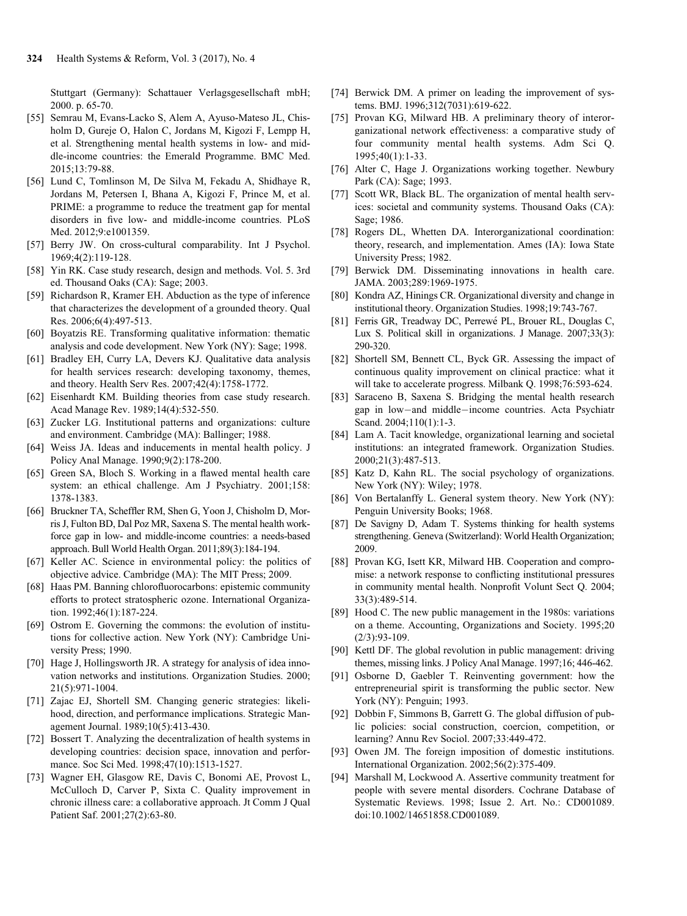Stuttgart (Germany): Schattauer Verlagsgesellschaft mbH; 2000. p. 65-70.

[55] Semrau M, Evans-Lacko S, Alem A, Ayuso-Mateso JL, Chisholm D, Gureje O, Halon C, Jordans M, Kigozi F, Lempp H, et al. Strengthening mental health systems in low- and middle-income countries: the Emerald Programme. BMC Med. 2015;13:79-88.

[56] Lund C, Tomlinson M, De Silva M, Fekadu A, Shidhaye R, Jordans M, Petersen I, Bhana A, Kigozi F, Prince M, et al. PRIME: a programme to reduce the treatment gap for mental disorders in five low- and middle-income countries. PLoS Med. 2012;9:e1001359.

[57] Berry JW. On cross-cultural comparability. Int J Psychol. 1969;4(2):119-128.

[58] Yin RK. Case study research, design and methods. Vol. 5. 3rd ed. Thousand Oaks (CA): Sage; 2003.

[59] Richardson R, Kramer EH. Abduction as the type of inference that characterizes the development of a grounded theory. Qual Res. 2006;6(4):497-513.

[60] Boyatzis RE. Transforming qualitative information: thematic analysis and code development. New York (NY): Sage; 1998.

[61] Bradley EH, Curry LA, Devers KJ. Qualitative data analysis for health services research: developing taxonomy, themes, and theory. Health Serv Res. 2007;42(4):1758-1772.

[62] Eisenhardt KM. Building theories from case study research. Acad Manage Rev. 1989;14(4):532-550.

[63] Zucker LG. Institutional patterns and organizations: culture and environment. Cambridge (MA): Ballinger; 1988.

[64] Weiss JA. Ideas and inducements in mental health policy. J Policy Anal Manage. 1990;9(2):178-200.

[65] Green SA, Bloch S. Working in a flawed mental health care system: an ethical challenge. Am J Psychiatry. 2001;158: 1378-1383.

[66] Bruckner TA, Scheffler RM, Shen G, Yoon J, Chisholm D, Morris J, Fulton BD, Dal Poz MR, Saxena S. The mental health workforce gap in low- and middle-income countries: a needs-based approach. Bull World Health Organ. 2011;89(3):184-194.

[67] Keller AC. Science in environmental policy: the politics of objective advice. Cambridge (MA): The MIT Press; 2009.

[68] Haas PM. Banning chlorofluorocarbons: epistemic community efforts to protect stratospheric ozone. International Organization. 1992;46(1):187-224.

[69] Ostrom E. Governing the commons: the evolution of institutions for collective action. New York (NY): Cambridge University Press; 1990.

[70] Hage J, Hollingsworth JR. A strategy for analysis of idea innovation networks and institutions. Organization Studies. 2000; 21(5):971-1004.

[71] Zajac EJ, Shortell SM. Changing generic strategies: likelihood, direction, and performance implications. Strategic Management Journal. 1989;10(5):413-430.

[72] Bossert T. Analyzing the decentralization of health systems in developing countries: decision space, innovation and performance. Soc Sci Med. 1998;47(10):1513-1527.

[73] Wagner EH, Glasgow RE, Davis C, Bonomi AE, Provost L, McCulloch D, Carver P, Sixta C. Quality improvement in chronic illness care: a collaborative approach. Jt Comm J Qual Patient Saf. 2001;27(2):63-80.

[74] Berwick DM. A primer on leading the improvement of systems. BMJ. 1996;312(7031):619-622.

[75] Provan KG, Milward HB. A preliminary theory of interorganizational network effectiveness: a comparative study of four community mental health systems. Adm Sci Q. 1995;40(1):1-33.

[76] Alter C, Hage J. Organizations working together. Newbury Park (CA): Sage; 1993.

[77] Scott WR, Black BL. The organization of mental health services: societal and community systems. Thousand Oaks (CA): Sage; 1986.

[78] Rogers DL, Whetten DA. Interorganizational coordination: theory, research, and implementation. Ames (IA): Iowa State University Press; 1982.

[79] Berwick DM. Disseminating innovations in health care. JAMA. 2003;289:1969-1975.

[80] Kondra AZ, Hinings CR. Organizational diversity and change in institutional theory. Organization Studies. 1998;19:743-767.

[81] Ferris GR, Treadway DC, Perrewé PL, Brouer RL, Douglas C, Lux S. Political skill in organizations. J Manage. 2007;33(3): 290-320.

[82] Shortell SM, Bennett CL, Byck GR. Assessing the impact of continuous quality improvement on clinical practice: what it will take to accelerate progress. Milbank Q. 1998;76:593-624.

[83] Saraceno B, Saxena S. Bridging the mental health research gap in low−and middle−income countries. Acta Psychiatr Scand. 2004;110(1):1-3.

[84] Lam A. Tacit knowledge, organizational learning and societal institutions: an integrated framework. Organization Studies. 2000;21(3):487-513.

[85] Katz D, Kahn RL. The social psychology of organizations. New York (NY): Wiley; 1978.

[86] Von Bertalanffy L. General system theory. New York (NY): Penguin University Books; 1968.

[87] De Savigny D, Adam T. Systems thinking for health systems strengthening. Geneva (Switzerland): World Health Organization; 2009.

[88] Provan KG, Isett KR, Milward HB. Cooperation and compromise: a network response to conflicting institutional pressures in community mental health. Nonprofit Volunt Sect Q. 2004; 33(3):489-514.

[89] Hood C. The new public management in the 1980s: variations on a theme. Accounting, Organizations and Society. 1995;20 (2/3):93-109.

[90] Kettl DF. The global revolution in public management: driving themes, missing links. J Policy Anal Manage. 1997;16; 446-462.

[91] Osborne D, Gaebler T. Reinventing government: how the entrepreneurial spirit is transforming the public sector. New York (NY): Penguin; 1993.

[92] Dobbin F, Simmons B, Garrett G. The global diffusion of public policies: social construction, coercion, competition, or learning? Annu Rev Sociol. 2007;33:449-472.

[93] Owen JM. The foreign imposition of domestic institutions. International Organization. 2002;56(2):375-409.

[94] Marshall M, Lockwood A. Assertive community treatment for people with severe mental disorders. Cochrane Database of Systematic Reviews. 1998; Issue 2. Art. No.: CD001089. doi:10.1002/14651858.CD001089.